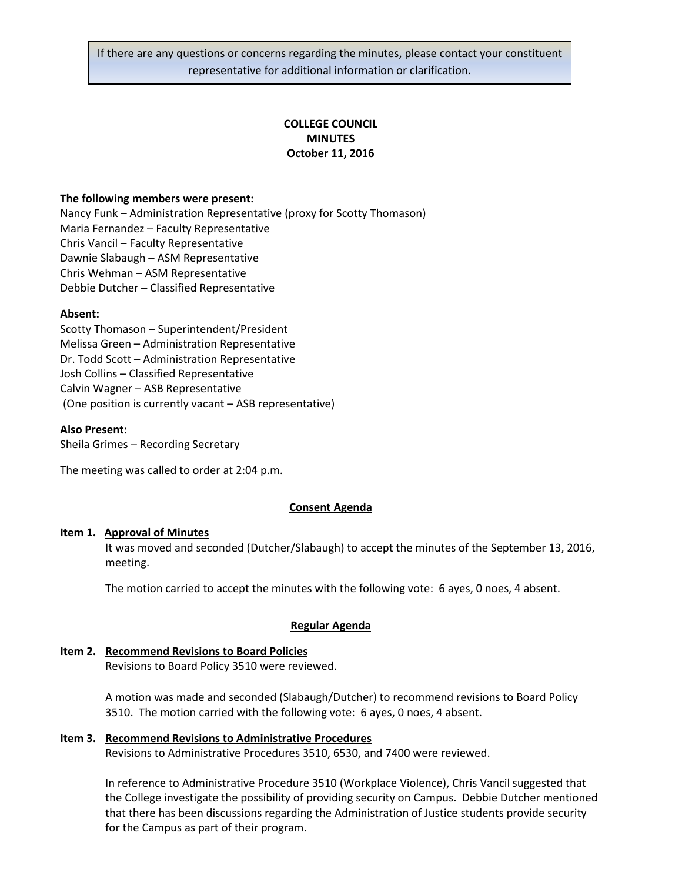If there are any questions or concerns regarding the minutes, please contact your constituent representative for additional information or clarification.

**COLLEGE COUNCIL**
**MINUTES**
**October 11, 2016**

**The following members were present:**
Nancy Funk – Administration Representative (proxy for Scotty Thomason)
Maria Fernandez – Faculty Representative
Chris Vancil – Faculty Representative
Dawnie Slabaugh – ASM Representative
Chris Wehman – ASM Representative
Debbie Dutcher – Classified Representative

**Absent:**
Scotty Thomason – Superintendent/President
Melissa Green – Administration Representative
Dr. Todd Scott – Administration Representative
Josh Collins – Classified Representative
Calvin Wagner – ASB Representative
(One position is currently vacant – ASB representative)

**Also Present:**
Sheila Grimes – Recording Secretary

The meeting was called to order at 2:04 p.m.

## Consent Agenda

**Item 1. Approval of Minutes**

It was moved and seconded (Dutcher/Slabaugh) to accept the minutes of the September 13, 2016, meeting.

The motion carried to accept the minutes with the following vote: 6 ayes, 0 noes, 4 absent.

## Regular Agenda

**Item 2. Recommend Revisions to Board Policies**

Revisions to Board Policy 3510 were reviewed.

A motion was made and seconded (Slabaugh/Dutcher) to recommend revisions to Board Policy 3510. The motion carried with the following vote: 6 ayes, 0 noes, 4 absent.

**Item 3. Recommend Revisions to Administrative Procedures**

Revisions to Administrative Procedures 3510, 6530, and 7400 were reviewed.

In reference to Administrative Procedure 3510 (Workplace Violence), Chris Vancil suggested that the College investigate the possibility of providing security on Campus. Debbie Dutcher mentioned that there has been discussions regarding the Administration of Justice students provide security for the Campus as part of their program.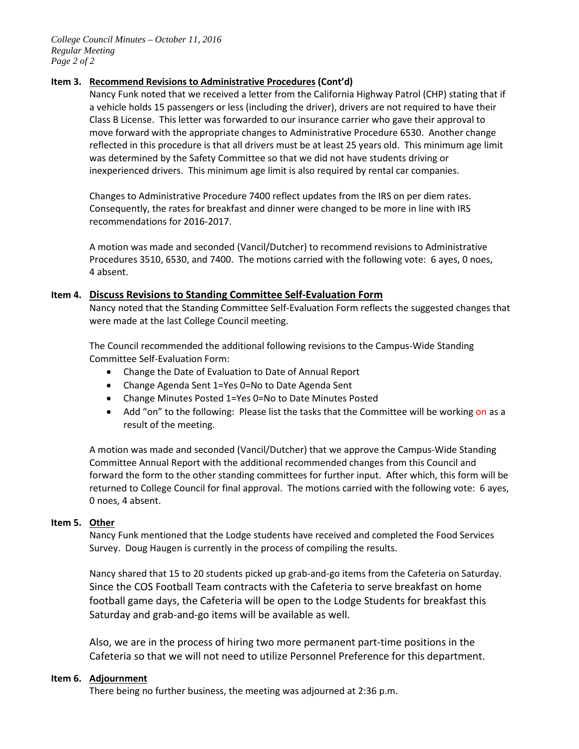**Item 3. Recommend Revisions to Administrative Procedures (Cont'd)**

Nancy Funk noted that we received a letter from the California Highway Patrol (CHP) stating that if a vehicle holds 15 passengers or less (including the driver), drivers are not required to have their Class B License. This letter was forwarded to our insurance carrier who gave their approval to move forward with the appropriate changes to Administrative Procedure 6530. Another change reflected in this procedure is that all drivers must be at least 25 years old. This minimum age limit was determined by the Safety Committee so that we did not have students driving or inexperienced drivers. This minimum age limit is also required by rental car companies.

Changes to Administrative Procedure 7400 reflect updates from the IRS on per diem rates. Consequently, the rates for breakfast and dinner were changed to be more in line with IRS recommendations for 2016-2017.

A motion was made and seconded (Vancil/Dutcher) to recommend revisions to Administrative Procedures 3510, 6530, and 7400. The motions carried with the following vote: 6 ayes, 0 noes, 4 absent.

**Item 4. Discuss Revisions to Standing Committee Self-Evaluation Form**

Nancy noted that the Standing Committee Self-Evaluation Form reflects the suggested changes that were made at the last College Council meeting.

The Council recommended the additional following revisions to the Campus-Wide Standing Committee Self-Evaluation Form:

- Change the Date of Evaluation to Date of Annual Report
- Change Agenda Sent 1=Yes 0=No to Date Agenda Sent
- Change Minutes Posted 1=Yes 0=No to Date Minutes Posted
- Add "on" to the following: Please list the tasks that the Committee will be working on as a result of the meeting.

A motion was made and seconded (Vancil/Dutcher) that we approve the Campus-Wide Standing Committee Annual Report with the additional recommended changes from this Council and forward the form to the other standing committees for further input. After which, this form will be returned to College Council for final approval. The motions carried with the following vote: 6 ayes, 0 noes, 4 absent.

**Item 5. Other**

Nancy Funk mentioned that the Lodge students have received and completed the Food Services Survey. Doug Haugen is currently in the process of compiling the results.

Nancy shared that 15 to 20 students picked up grab-and-go items from the Cafeteria on Saturday. Since the COS Football Team contracts with the Cafeteria to serve breakfast on home football game days, the Cafeteria will be open to the Lodge Students for breakfast this Saturday and grab-and-go items will be available as well.

Also, we are in the process of hiring two more permanent part-time positions in the Cafeteria so that we will not need to utilize Personnel Preference for this department.

**Item 6. Adjournment**

There being no further business, the meeting was adjourned at 2:36 p.m.